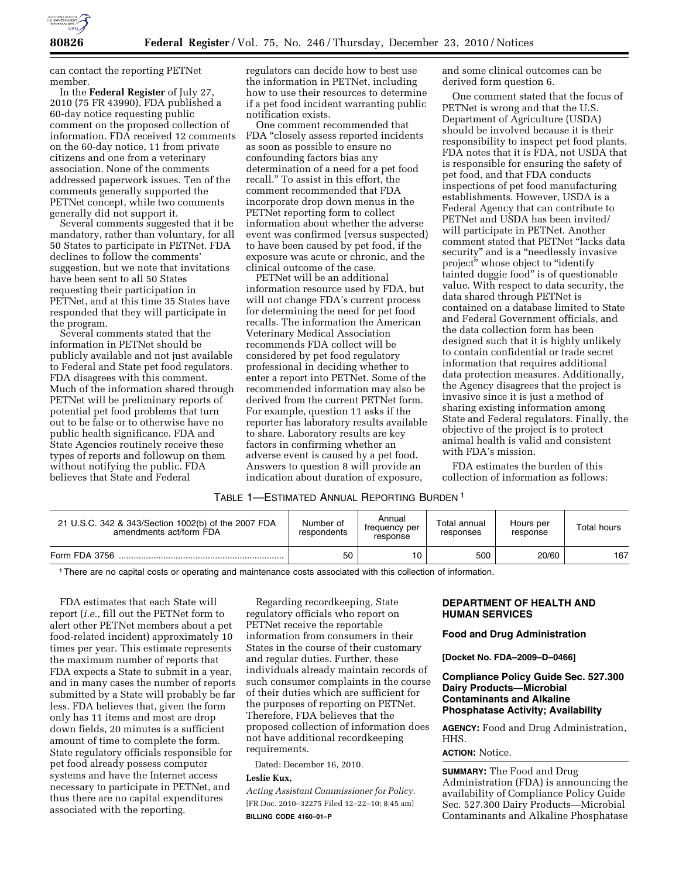can contact the reporting PETNet member.

In the **Federal Register** of July 27, 2010 (75 FR 43990), FDA published a 60-day notice requesting public comment on the proposed collection of information. FDA received 12 comments on the 60-day notice, 11 from private citizens and one from a veterinary association. None of the comments addressed paperwork issues. Ten of the comments generally supported the PETNet concept, while two comments generally did not support it.

Several comments suggested that it be mandatory, rather than voluntary, for all 50 States to participate in PETNet. FDA declines to follow the comments' suggestion, but we note that invitations have been sent to all 50 States requesting their participation in PETNet, and at this time 35 States have responded that they will participate in the program.

Several comments stated that the information in PETNet should be publicly available and not just available to Federal and State pet food regulators. FDA disagrees with this comment. Much of the information shared through PETNet will be preliminary reports of potential pet food problems that turn out to be false or to otherwise have no public health significance. FDA and State Agencies routinely receive these types of reports and followup on them without notifying the public. FDA believes that State and Federal regulators can decide how to best use the information in PETNet, including how to use their resources to determine if a pet food incident warranting public notification exists.

One comment recommended that FDA "closely assess reported incidents as soon as possible to ensure no confounding factors bias any determination of a need for a pet food recall." To assist in this effort, the comment recommended that FDA incorporate drop down menus in the PETNet reporting form to collect information about whether the adverse event was confirmed (versus suspected) to have been caused by pet food, if the exposure was acute or chronic, and the clinical outcome of the case.

PETNet will be an additional information resource used by FDA, but will not change FDA's current process for determining the need for pet food recalls. The information the American Veterinary Medical Association recommends FDA collect will be considered by pet food regulatory professional in deciding whether to enter a report into PETNet. Some of the recommended information may also be derived from the current PETNet form. For example, question 11 asks if the reporter has laboratory results available to share. Laboratory results are key factors in confirming whether an adverse event is caused by a pet food. Answers to question 8 will provide an indication about duration of exposure, and some clinical outcomes can be derived form question 6.

One comment stated that the focus of PETNet is wrong and that the U.S. Department of Agriculture (USDA) should be involved because it is their responsibility to inspect pet food plants. FDA notes that it is FDA, not USDA that is responsible for ensuring the safety of pet food, and that FDA conducts inspections of pet food manufacturing establishments. However, USDA is a Federal Agency that can contribute to PETNet and USDA has been invited/will participate in PETNet. Another comment stated that PETNet "lacks data security" and is a "needlessly invasive project" whose object to "identify tainted doggie food" is of questionable value. With respect to data security, the data shared through PETNet is contained on a database limited to State and Federal Government officials, and the data collection form has been designed such that it is highly unlikely to contain confidential or trade secret information that requires additional data protection measures. Additionally, the Agency disagrees that the project is invasive since it is just a method of sharing existing information among State and Federal regulators. Finally, the objective of the project is to protect animal health is valid and consistent with FDA's mission.

FDA estimates the burden of this collection of information as follows:

TABLE 1—ESTIMATED ANNUAL REPORTING BURDEN [1]

| 21 U.S.C. 342 & 343/Section 1002(b) of the 2007 FDA amendments act/form FDA | Number of respondents | Annual frequency per response | Total annual responses | Hours per response | Total hours |
|---|---|---|---|---|---|
| Form FDA 3756 | 50 | 10 | 500 | 20/60 | 167 |

[1] There are no capital costs or operating and maintenance costs associated with this collection of information.

FDA estimates that each State will report (*i.e.,* fill out the PETNet form to alert other PETNet members about a pet food-related incident) approximately 10 times per year. This estimate represents the maximum number of reports that FDA expects a State to submit in a year, and in many cases the number of reports submitted by a State will probably be far less. FDA believes that, given the form only has 11 items and most are drop down fields, 20 minutes is a sufficient amount of time to complete the form. State regulatory officials responsible for pet food already possess computer systems and have the Internet access necessary to participate in PETNet, and thus there are no capital expenditures associated with the reporting.

Regarding recordkeeping, State regulatory officials who report on PETNet receive the reportable information from consumers in their States in the course of their customary and regular duties. Further, these individuals already maintain records of such consumer complaints in the course of their duties which are sufficient for the purposes of reporting on PETNet. Therefore, FDA believes that the proposed collection of information does not have additional recordkeeping requirements.

Dated: December 16, 2010.

**Leslie Kux,**

*Acting Assistant Commissioner for Policy.*

[FR Doc. 2010–32275 Filed 12–22–10; 8:45 am]

**BILLING CODE 4160–01–P**

## DEPARTMENT OF HEALTH AND HUMAN SERVICES

### Food and Drug Administration

**[Docket No. FDA–2009–D–0466]**

### Compliance Policy Guide Sec. 527.300 Dairy Products—Microbial Contaminants and Alkaline Phosphatase Activity; Availability

**AGENCY:** Food and Drug Administration, HHS.

**ACTION:** Notice.

**SUMMARY:** The Food and Drug Administration (FDA) is announcing the availability of Compliance Policy Guide Sec. 527.300 Dairy Products—Microbial Contaminants and Alkaline Phosphatase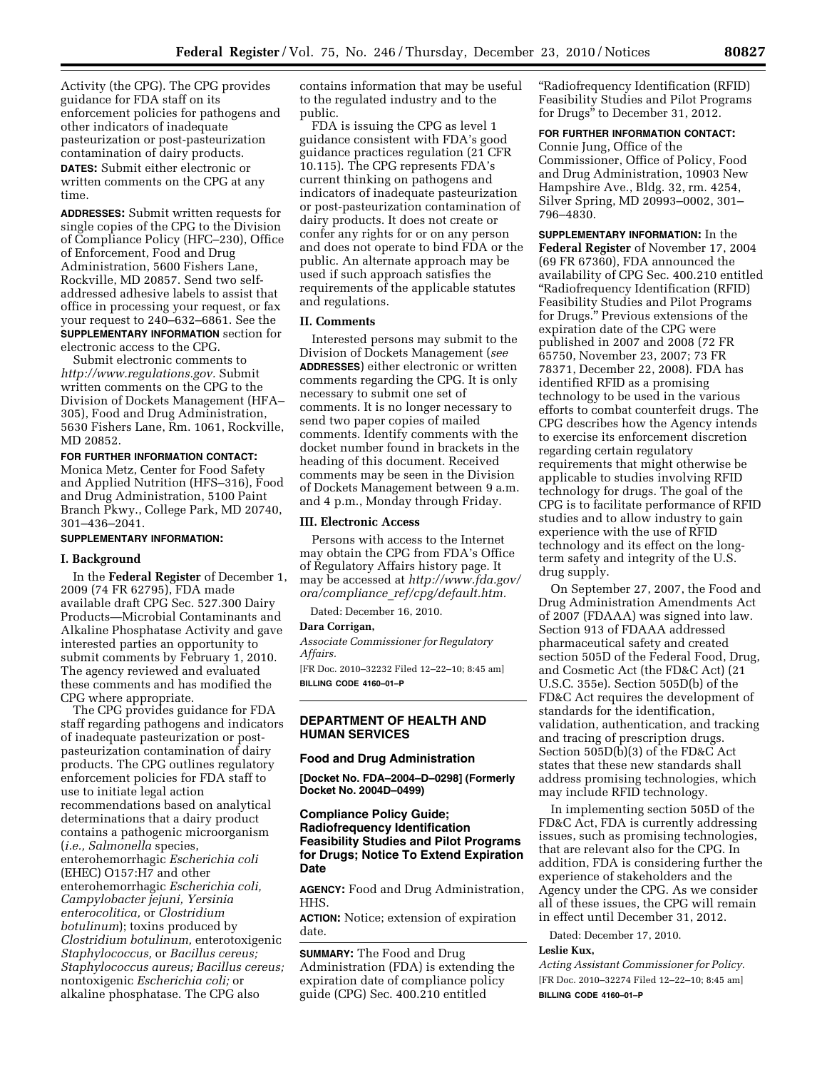Activity (the CPG). The CPG provides guidance for FDA staff on its enforcement policies for pathogens and other indicators of inadequate pasteurization or post-pasteurization contamination of dairy products.

**DATES:** Submit either electronic or written comments on the CPG at any time.

**ADDRESSES:** Submit written requests for single copies of the CPG to the Division of Compliance Policy (HFC–230), Office of Enforcement, Food and Drug Administration, 5600 Fishers Lane, Rockville, MD 20857. Send two self-addressed adhesive labels to assist that office in processing your request, or fax your request to 240–632–6861. See the **SUPPLEMENTARY INFORMATION** section for electronic access to the CPG.

Submit electronic comments to *http://www.regulations.gov.* Submit written comments on the CPG to the Division of Dockets Management (HFA–305), Food and Drug Administration, 5630 Fishers Lane, Rm. 1061, Rockville, MD 20852.

**FOR FURTHER INFORMATION CONTACT:** Monica Metz, Center for Food Safety and Applied Nutrition (HFS–316), Food and Drug Administration, 5100 Paint Branch Pkwy., College Park, MD 20740, 301–436–2041.

**SUPPLEMENTARY INFORMATION:**

**I. Background**

In the **Federal Register** of December 1, 2009 (74 FR 62795), FDA made available draft CPG Sec. 527.300 Dairy Products—Microbial Contaminants and Alkaline Phosphatase Activity and gave interested parties an opportunity to submit comments by February 1, 2010. The agency reviewed and evaluated these comments and has modified the CPG where appropriate.

The CPG provides guidance for FDA staff regarding pathogens and indicators of inadequate pasteurization or post-pasteurization contamination of dairy products. The CPG outlines regulatory enforcement policies for FDA staff to use to initiate legal action recommendations based on analytical determinations that a dairy product contains a pathogenic microorganism (*i.e., Salmonella* species, enterohemorrhagic *Escherichia coli* (EHEC) O157:H7 and other enterohemorrhagic *Escherichia coli, Campylobacter jejuni, Yersinia enterocolitica,* or *Clostridium botulinum*); toxins produced by *Clostridium botulinum,* enterotoxigenic *Staphylococcus,* or *Bacillus cereus; Staphylococcus aureus; Bacillus cereus;* nontoxigenic *Escherichia coli;* or alkaline phosphatase. The CPG also contains information that may be useful to the regulated industry and to the public.

FDA is issuing the CPG as level 1 guidance consistent with FDA's good guidance practices regulation (21 CFR 10.115). The CPG represents FDA's current thinking on pathogens and indicators of inadequate pasteurization or post-pasteurization contamination of dairy products. It does not create or confer any rights for or on any person and does not operate to bind FDA or the public. An alternate approach may be used if such approach satisfies the requirements of the applicable statutes and regulations.

**II. Comments**

Interested persons may submit to the Division of Dockets Management (*see* **ADDRESSES**) either electronic or written comments regarding the CPG. It is only necessary to submit one set of comments. It is no longer necessary to send two paper copies of mailed comments. Identify comments with the docket number found in brackets in the heading of this document. Received comments may be seen in the Division of Dockets Management between 9 a.m. and 4 p.m., Monday through Friday.

**III. Electronic Access**

Persons with access to the Internet may obtain the CPG from FDA's Office of Regulatory Affairs history page. It may be accessed at *http://www.fda.gov/ora/compliance_ref/cpg/default.htm.*

Dated: December 16, 2010.

**Dara Corrigan,**

*Associate Commissioner for Regulatory Affairs.*

[FR Doc. 2010–32232 Filed 12–22–10; 8:45 am]

**BILLING CODE 4160–01–P**

---

## DEPARTMENT OF HEALTH AND HUMAN SERVICES

### Food and Drug Administration

**[Docket No. FDA–2004–D–0298] (Formerly Docket No. 2004D–0499)**

### Compliance Policy Guide; Radiofrequency Identification Feasibility Studies and Pilot Programs for Drugs; Notice To Extend Expiration Date

**AGENCY:** Food and Drug Administration, HHS.

**ACTION:** Notice; extension of expiration date.

**SUMMARY:** The Food and Drug Administration (FDA) is extending the expiration date of compliance policy guide (CPG) Sec. 400.210 entitled "Radiofrequency Identification (RFID) Feasibility Studies and Pilot Programs for Drugs" to December 31, 2012.

**FOR FURTHER INFORMATION CONTACT:** Connie Jung, Office of the Commissioner, Office of Policy, Food and Drug Administration, 10903 New Hampshire Ave., Bldg. 32, rm. 4254, Silver Spring, MD 20993–0002, 301–796–4830.

**SUPPLEMENTARY INFORMATION:** In the **Federal Register** of November 17, 2004 (69 FR 67360), FDA announced the availability of CPG Sec. 400.210 entitled "Radiofrequency Identification (RFID) Feasibility Studies and Pilot Programs for Drugs." Previous extensions of the expiration date of the CPG were published in 2007 and 2008 (72 FR 65750, November 23, 2007; 73 FR 78371, December 22, 2008). FDA has identified RFID as a promising technology to be used in the various efforts to combat counterfeit drugs. The CPG describes how the Agency intends to exercise its enforcement discretion regarding certain regulatory requirements that might otherwise be applicable to studies involving RFID technology for drugs. The goal of the CPG is to facilitate performance of RFID studies and to allow industry to gain experience with the use of RFID technology and its effect on the long-term safety and integrity of the U.S. drug supply.

On September 27, 2007, the Food and Drug Administration Amendments Act of 2007 (FDAAA) was signed into law. Section 913 of FDAAA addressed pharmaceutical safety and created section 505D of the Federal Food, Drug, and Cosmetic Act (the FD&C Act) (21 U.S.C. 355e). Section 505D(b) of the FD&C Act requires the development of standards for the identification, validation, authentication, and tracking and tracing of prescription drugs. Section 505D(b)(3) of the FD&C Act states that these new standards shall address promising technologies, which may include RFID technology.

In implementing section 505D of the FD&C Act, FDA is currently addressing issues, such as promising technologies, that are relevant also for the CPG. In addition, FDA is considering further the experience of stakeholders and the Agency under the CPG. As we consider all of these issues, the CPG will remain in effect until December 31, 2012.

Dated: December 17, 2010.

**Leslie Kux,**

*Acting Assistant Commissioner for Policy.*

[FR Doc. 2010–32274 Filed 12–22–10; 8:45 am]

**BILLING CODE 4160–01–P**